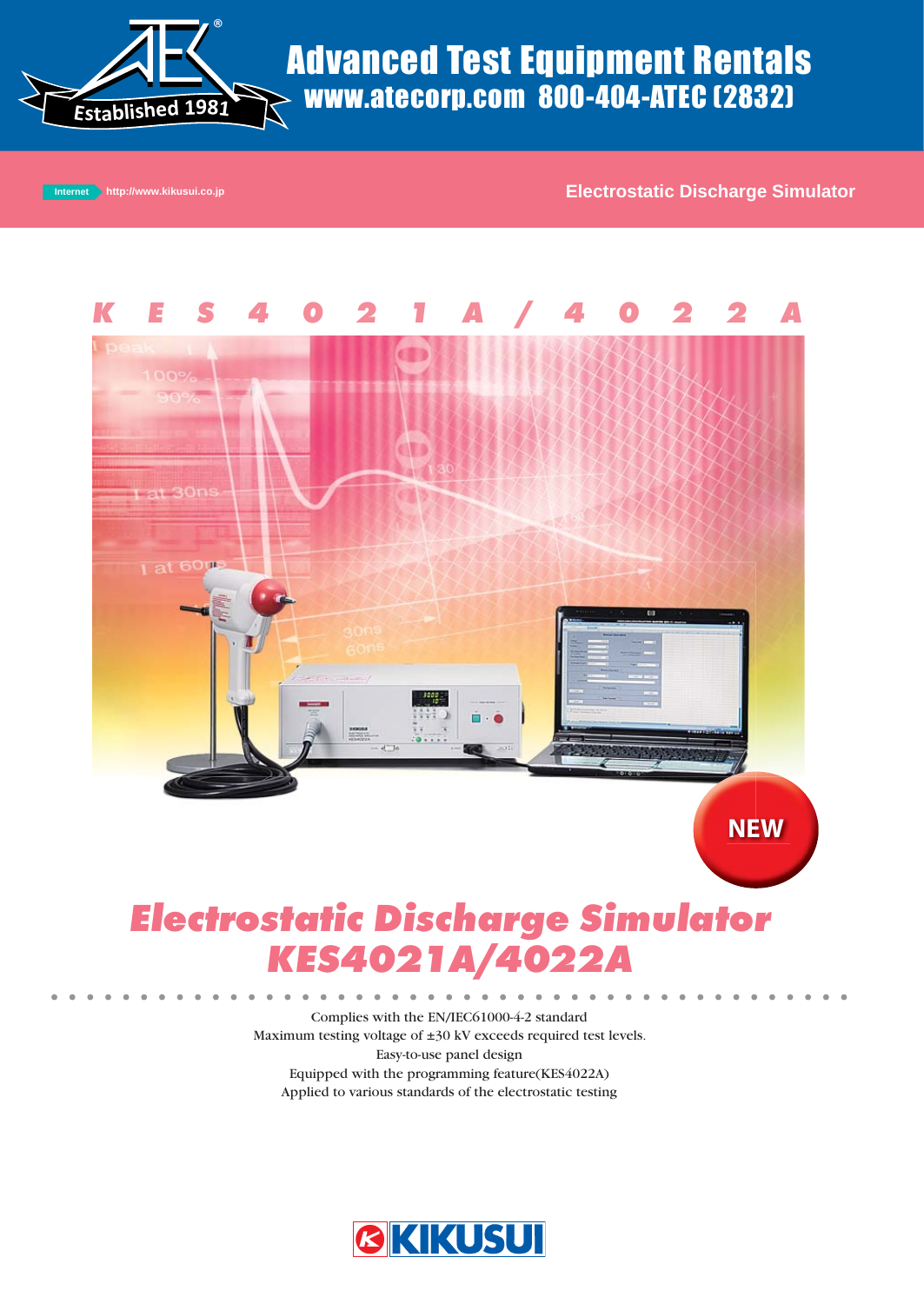# Advanced Test Equipment Rentals

**www.atecorp.com 800-404-ATEC (2832)**

Established 1981

Internet http://www.kikusui.co.jp

Electrostatic Discharge Simulator

## KES4021A/4022A

NEW

# *Electrostatic Discharge Simulator KES4021A/4022A*

Complies with the EN/IEC61000-4-2 standard
Maximum testing voltage of ±30 kV exceeds required test levels.
Easy-to-use panel design
Equipped with the programming feature(KES4022A)
Applied to various standards of the electrostatic testing

KIKUSUI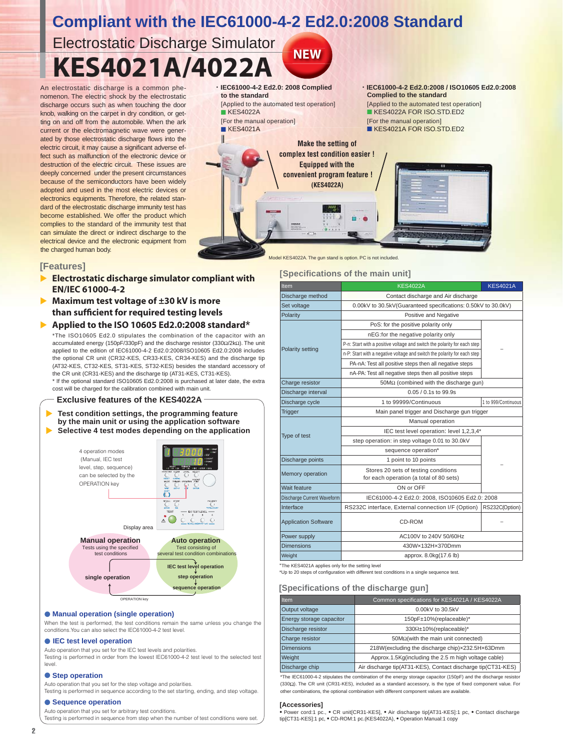# Compliant with the IEC61000-4-2 Ed2.0:2008 Standard

## Electrostatic Discharge Simulator

# KES4021A/4022A

NEW

An electrostatic discharge is a common phenomenon. The electric shock by the electrostatic discharge occurs such as when touching the door knob, walking on the carpet in dry condition, or getting on and off from the automobile. When the ark current or the electromagnetic wave were generated by those electrostatic discharge flows into the electric circuit, it may cause a significant adverse effect such as malfunction of the electronic device or destruction of the electric circuit. These issues are deeply concerned under the present circumstances because of the semiconductors have been widely adopted and used in the most electric devices or electronics equipments. Therefore, the related standard of the electrostatic discharge immunity test has become established. We offer the product which complies to the standard of the immunity test that can simulate the direct or indirect discharge to the electrical device and the electronic equipment from the charged human body.

・IEC61000-4-2 Ed2.0: 2008 Complied to the standard
[Applied to the automated test operation]
■ KES4022A
[For the manual operation]
■ KES4021A

・IEC61000-4-2 Ed2.0:2008 / ISO10605 Ed2.0:2008 Complied to the standard
[Applied to the automated test operation]
■ KES4022A FOR ISO.STD.ED2
[For the manual operation]
■ KES4021A FOR ISO.STD.ED2

Make the setting of complex test condition easier ! Equipped with the convenient program feature ! (KES4022A)

Model KES4022A. The gun stand is option. PC is not included.

## [Features]

- **Electrostatic discharge simulator compliant with EN/IEC 61000-4-2**
- **Maximum test voltage of ±30 kV is more than sufficient for required testing levels**
- **Applied to the ISO 10605 Ed2.0:2008 standard***

*The ISO10605 Ed2.0 stipulates the combination of the capacitor with an accumulated energy (150pF/330pF) and the discharge resistor (330Ω/2kΩ). The unit applied to the edition of IEC61000-4-2 Ed2.0:2008/ISO10605 Ed2.0:2008 includes the optional CR unit (CR32-KES, CR33-KES, CR34-KES) and the discharge tip (AT32-KES, CT32-KES, ST31-KES, ST32-KES) besides the standard accessory of the CR unit (CR31-KES) and the discharge tip (AT31-KES, CT31-KES).
* If the optional standard ISO10605 Ed2.0:2008 is purchased at later date, the extra cost will be charged for the calibration combined with main unit.

### Exclusive features of the KES4022A

- **Test condition settings, the programming feature by the main unit or using the application software**
- **Selective 4 test modes depending on the application**

4 operation modes (Manual, IEC test level, step, sequence) can be selected by the OPERATION key

Display area

**Manual operation**
Tests using the specified test conditions
single operation

**Auto operation**
Test consisting of several test condition combinations
IEC test level operation
step operation
sequence operation

OPERATION key

### ● Manual operation (single operation)

When the test is performed, the test conditions remain the same unless you change the conditions.You can also select the IEC61000-4-2 test level.

### ● IEC test level operation

Auto operation that you set for the IEC test levels and polarities.
Testing is performed in order from the lowest IEC61000-4-2 test level to the selected test level.

### ● Step operation

Auto operation that you set for the step voltage and polarities.
Testing is performed in sequence according to the set starting, ending, and step voltage.

### ● Sequence operation

Auto operation that you set for arbitrary test conditions.
Testing is performed in sequence from step when the number of test conditions were set.

## [Specifications of the main unit]

| Item | KES4022A | KES4021A |
|---|---|---|
| Discharge method | Contact discharge and Air discharge | |
| Set voltage | 0.00kV to 30.5kV(Guaranteed specifications: 0.50kV to 30.0kV) | |
| Polarity | Positive and Negative | |
| Polarity setting | PoS: for the positive polarity only | – |
| | nEG:for the negative polarity only | |
| | P-n: Start with a positive voltage and switch the polarity for each step | |
| | n-P: Start with a negative voltage and switch the polarity for each step | |
| | PA-nA: Test all positive steps then all negative steps | |
| | nA-PA: Test all negative steps then all positive steps | |
| Charge resistor | 50MΩ (combined with the discharge gun) | |
| Discharge interval | 0.05 / 0.1s to 99.9s | |
| Discharge cycle | 1 to 99999/Continuous | 1 to 999/Continuous |
| Trigger | Main panel trigger and Discharge gun trigger | |
| Type of test | Manual operation | |
| | IEC test level operation: level 1,2,3,4* | – |
| | step operation: in step voltage 0.01 to 30.0kV | |
| | sequence operation* | |
| Discharge points | 1 point to 10 points | |
| Memory operation | Stores 20 sets of testing conditions for each operation (a total of 80 sets) | |
| Wait feature | ON or OFF | |
| Discharge Current Waveform | IEC61000-4-2 Ed2.0: 2008, ISO10605 Ed2.0: 2008 | |
| Interface | RS232C interface, External connection I/F (Option) | RS232C(Option) |
| Application Software | CD-ROM | – |
| Power supply | AC100V to 240V 50/60Hz | |
| Dimensions | 430W×132H×370Dmm | |
| Weight | approx. 8.0kg(17.6 lb) | |

*The KES4021A applies only for the setting level
*Up to 20 steps of configuration with different test conditions in a single sequence test.

## [Specifications of the discharge gun]

| Item | Common specifications for KES4021A / KES4022A |
|---|---|
| Output voltage | 0.00kV to 30.5kV |
| Energy storage capacitor | 150pF±10%(replaceable)* |
| Discharge resistor | 330Ω±10%(replaceable)* |
| Charge resistor | 50MΩ(with the main unit connected) |
| Dimensions | 218W(excluding the discharge chip)×232.5H×63Dmm |
| Weight | Approx.1.5Kg(including the 2.5 m high voltage cable) |
| Discharge chip | Air discharge tip(AT31-KES), Contact discharge tip(CT31-KES) |

*The IEC61000-4-2 stipulates the combination of the energy storage capacitor (150pF) and the discharge resistor (330Ω). The CR unit (CR31-KES), included as a standard accessory, is the type of fixed component value. For other combinations, the optional combination with different component values are available.

### [Accessories]

• Power cord:1 pc., • CR unit[CR31-KES], • Air discharge tip[AT31-KES]:1 pc, • Contact discharge tip[CT31-KES]:1 pc, • CD-ROM:1 pc.(KES4022A), • Operation Manual:1 copy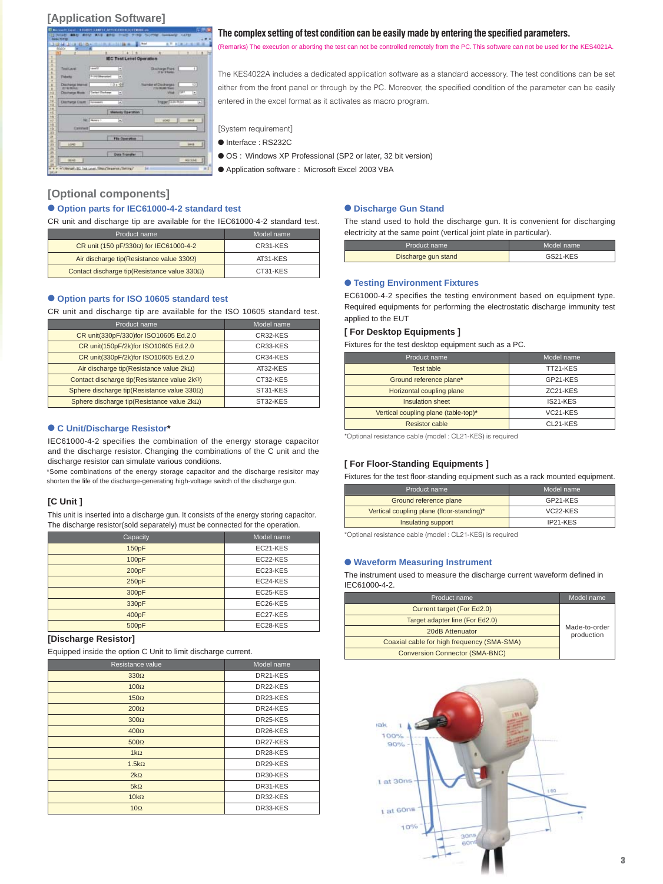## [Application Software]

### The complex setting of test condition can be easily made by entering the specified parameters.

(Remarks) The execution or aborting the test can not be controlled remotely from the PC. This software can not be used for the KES4021A.

The KES4022A includes a dedicated application software as a standard accessory. The test conditions can be set either from the front panel or through by the PC. Moreover, the specified condition of the parameter can be easily entered in the excel format as it activates as macro program.

[System requirement]

- Interface : RS232C
- OS : Windows XP Professional (SP2 or later, 32 bit version)
- Application software : Microsoft Excel 2003 VBA

## [Optional components]

### Option parts for IEC61000-4-2 standard test

CR unit and discharge tip are available for the IEC61000-4-2 standard test.

| Product name | Model name |
|---|---|
| CR unit (150 pF/330Ω) for IEC61000-4-2 | CR31-KES |
| Air discharge tip(Resistance value 330Ω) | AT31-KES |
| Contact discharge tip(Resistance value 330Ω) | CT31-KES |

### Option parts for ISO 10605 standard test

CR unit and discharge tip are available for the ISO 10605 standard test.

| Product name | Model name |
|---|---|
| CR unit(330pF/330)for ISO10605 Ed.2.0 | CR32-KES |
| CR unit(150pF/2k)for ISO10605 Ed.2.0 | CR33-KES |
| CR unit(330pF/2k)for ISO10605 Ed.2.0 | CR34-KES |
| Air discharge tip(Resistance value 2kΩ) | AT32-KES |
| Contact discharge tip(Resistance value 2kΩ) | CT32-KES |
| Sphere discharge tip(Resistance value 330Ω) | ST31-KES |
| Sphere discharge tip(Resistance value 2kΩ) | ST32-KES |

### C Unit/Discharge Resistor*

IEC61000-4-2 specifies the combination of the energy storage capacitor and the discharge resistor. Changing the combinations of the C unit and the discharge resistor can simulate various conditions.

*Some combinations of the energy storage capacitor and the discharge resisitor may shorten the life of the discharge-generating high-voltage switch of the discharge gun.

#### [C Unit ]

This unit is inserted into a discharge gun. It consists of the energy storing capacitor. The discharge resistor(sold separately) must be connected for the operation.

| Capacity | Model name |
|---|---|
| 150pF | EC21-KES |
| 100pF | EC22-KES |
| 200pF | EC23-KES |
| 250pF | EC24-KES |
| 300pF | EC25-KES |
| 330pF | EC26-KES |
| 400pF | EC27-KES |
| 500pF | EC28-KES |

#### [Discharge Resistor]

Equipped inside the option C Unit to limit discharge current.

| Resistance value | Model name |
|---|---|
| 330Ω | DR21-KES |
| 100Ω | DR22-KES |
| 150Ω | DR23-KES |
| 200Ω | DR24-KES |
| 300Ω | DR25-KES |
| 400Ω | DR26-KES |
| 500Ω | DR27-KES |
| 1kΩ | DR28-KES |
| 1.5kΩ | DR29-KES |
| 2kΩ | DR30-KES |
| 5kΩ | DR31-KES |
| 10kΩ | DR32-KES |
| 10Ω | DR33-KES |

### Discharge Gun Stand

The stand used to hold the discharge gun. It is convenient for discharging electricity at the same point (vertical joint plate in particular).

| Product name | Model name |
|---|---|
| Discharge gun stand | GS21-KES |

### Testing Environment Fixtures

EC61000-4-2 specifies the testing environment based on equipment type. Required equipments for performing the electrostatic discharge immunity test applied to the EUT

#### [ For Desktop Equipments ]

Fixtures for the test desktop equipment such as a PC.

| Product name | Model name |
|---|---|
| Test table | TT21-KES |
| Ground reference plane* | GP21-KES |
| Horizontal coupling plane | ZC21-KES |
| Insulation sheet | IS21-KES |
| Vertical coupling plane (table-top)* | VC21-KES |
| Resistor cable | CL21-KES |

*Optional resistance cable (model : CL21-KES) is required

#### [ For Floor-Standing Equipments ]

Fixtures for the test floor-standing equipment such as a rack mounted equipment.

| Product name | Model name |
|---|---|
| Ground reference plane | GP21-KES |
| Vertical coupling plane (floor-standing)* | VC22-KES |
| Insulating support | IP21-KES |

*Optional resistance cable (model : CL21-KES) is required

### Waveform Measuring Instrument

The instrument used to measure the discharge current waveform defined in IEC61000-4-2.

| Product name | Model name |
|---|---|
| Current target (For Ed2.0) | Made-to-order production |
| Target adapter line (For Ed2.0) | |
| 20dB Attenuator | |
| Coaxial cable for high frequency (SMA-SMA) | |
| Conversion Connector (SMA-BNC) | |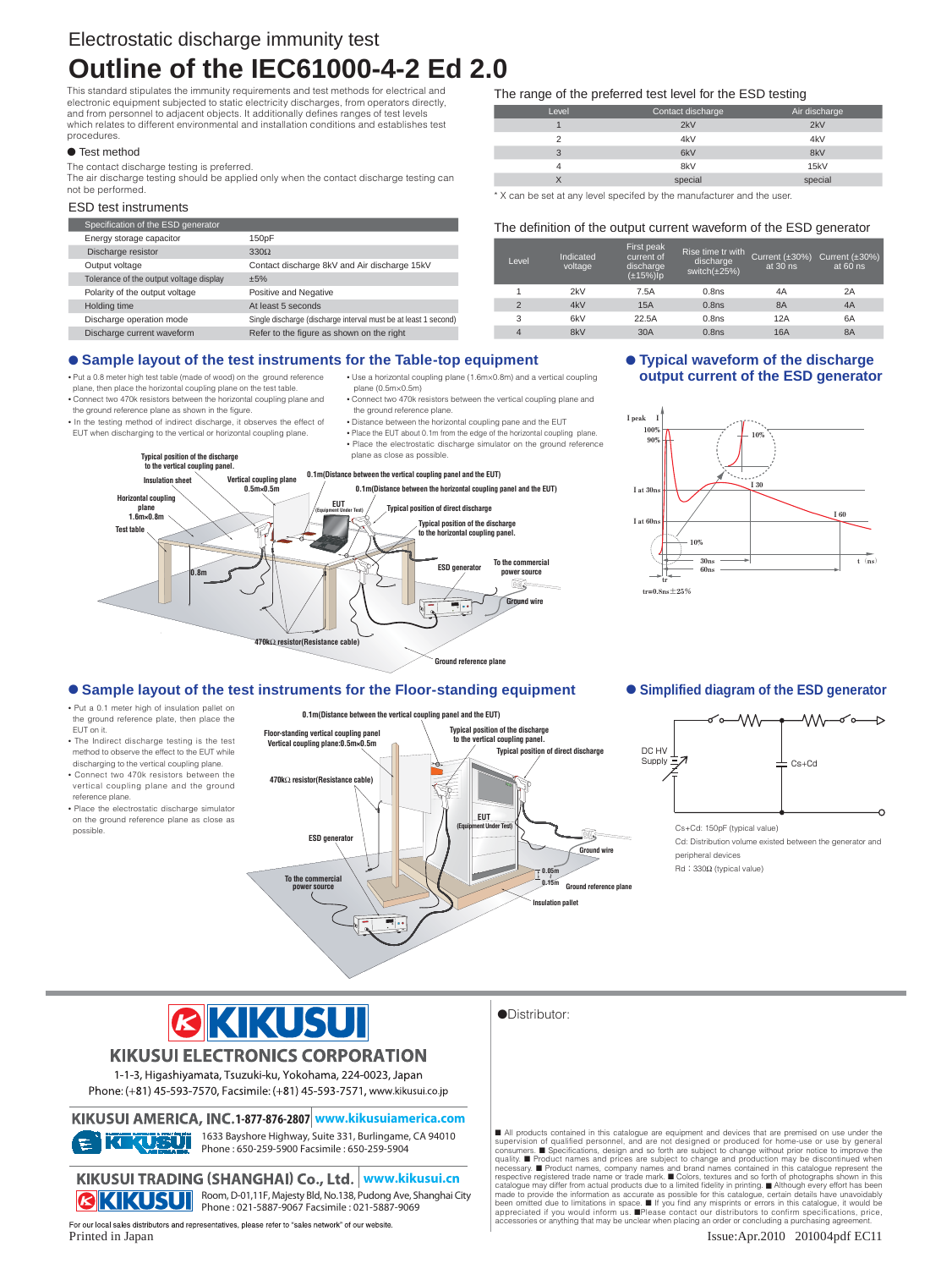Electrostatic discharge immunity test

# Outline of the IEC61000-4-2 Ed 2.0

This standard stipulates the immunity requirements and test methods for electrical and electronic equipment subjected to static electricity discharges, from operators directly, and from personnel to adjacent objects. It additionally defines ranges of test levels which relates to different environmental and installation conditions and establishes test procedures.

● Test method

The contact discharge testing is preferred.
The air discharge testing should be applied only when the contact discharge testing can not be performed.

### ESD test instruments

| Specification of the ESD generator | |
|---|---|
| Energy storage capacitor | 150pF |
| Discharge resistor | 330Ω |
| Output voltage | Contact discharge 8kV and Air discharge 15kV |
| Tolerance of the output voltage display | ±5% |
| Polarity of the output voltage | Positive and Negative |
| Holding time | At least 5 seconds |
| Discharge operation mode | Single discharge (discharge interval must be at least 1 second) |
| Discharge current waveform | Refer to the figure as shown on the right |

### The range of the preferred test level for the ESD testing

| Level | Contact discharge | Air discharge |
|---|---|---|
| 1 | 2kV | 2kV |
| 2 | 4kV | 4kV |
| 3 | 6kV | 8kV |
| 4 | 8kV | 15kV |
| X | special | special |

* X can be set at any level specifed by the manufacturer and the user.

### The definition of the output current waveform of the ESD generator

| Level | Indicated voltage | First peak current of discharge (±15%)Ip | Rise time tr with discharge switch(±25%) | Current (±30%) at 30 ns | Current (±30%) at 60 ns |
|---|---|---|---|---|---|
| 1 | 2kV | 7.5A | 0.8ns | 4A | 2A |
| 2 | 4kV | 15A | 0.8ns | 8A | 4A |
| 3 | 6kV | 22.5A | 0.8ns | 12A | 6A |
| 4 | 8kV | 30A | 0.8ns | 16A | 8A |

## ● Sample layout of the test instruments for the Table-top equipment

- Put a 0.8 meter high test table (made of wood) on the ground reference plane, then place the horizontal coupling plane on the test table.
- Connect two 470k resistors between the horizontal coupling plane and the ground reference plane as shown in the figure.
- In the testing method of indirect discharge, it observes the effect of EUT when discharging to the vertical or horizontal coupling plane.
- Use a horizontal coupling plane (1.6m×0.8m) and a vertical coupling plane (0.5m×0.5m)
- Connect two 470k resistors between the vertical coupling plane and the ground reference plane.
- Distance between the horizontal coupling pane and the EUT
- Place the EUT about 0.1m from the edge of the horizontal coupling plane.
- Place the electrostatic discharge simulator on the ground reference plane as close as possible.

Typical position of the discharge to the vertical coupling panel.
Insulation sheet
Vertical coupling plane 0.5m×0.5m
0.1m(Distance between the vertical coupling panel and the EUT)
0.1m(Distance between the horizontal coupling panel and the EUT)
Horizontal coupling plane 1.6m×0.8m
Test table
EUT (Equipment Under Test)
Typical position of direct discharge
Typical position of the discharge to the horizontal coupling panel.
0.8m
ESD generator
To the commercial power source
Ground wire
470kΩ resistor(Resistance cable)
Ground reference plane

## ● Typical waveform of the discharge output current of the ESD generator

I peak
100%
90%
10%
I at 30ns
I 30
I at 60ns
I 60
10%
30ns
60ns
t (ns)
tr
tr=0.8ns±25%

## ● Sample layout of the test instruments for the Floor-standing equipment

- Put a 0.1 meter high of insulation pallet on the ground reference plate, then place the EUT on it.
- The Indirect discharge testing is the test method to observe the effect to the EUT while discharging to the vertical coupling plane.
- Connect two 470k resistors between the vertical coupling plane and the ground reference plane.
- Place the electrostatic discharge simulator on the ground reference plane as close as possible.

0.1m(Distance between the vertical coupling panel and the EUT)
Floor-standing vertical coupling panel
Vertical coupling plane:0.5m×0.5m
Typical position of the discharge to the vertical coupling panel.
Typical position of direct discharge
470kΩ resistor(Resistance cable)
EUT (Equipment Under Test)
ESD generator
Ground wire
To the commercial power source
0.05m
0.15m
Ground reference plane
Insulation pallet

## ● Simplified diagram of the ESD generator

DC HV Supply
Cs+Cd

Cs+Cd: 150pF (typical value)
Cd: Distribution volume existed between the generator and peripheral devices
Rd：330Ω (typical value)

---

KIKUSUI

**KIKUSUI ELECTRONICS CORPORATION**
1-1-3, Higashiyamata, Tsuzuki-ku, Yokohama, 224-0023, Japan
Phone: (+81) 45-593-7570, Facsimile: (+81) 45-593-7571, www.kikusui.co.jp

**KIKUSUI AMERICA, INC.** 1-877-876-2807 www.kikusuiamerica.com
1633 Bayshore Highway, Suite 331, Burlingame, CA 94010
Phone : 650-259-5900 Facsimile : 650-259-5904

**KIKUSUI TRADING (SHANGHAI) Co., Ltd.** www.kikusui.cn
Room, D-01,11F, Majesty Bld, No.138, Pudong Ave, Shanghai City
Phone : 021-5887-9067 Facsimile : 021-5887-9069

For our local sales distributors and representatives, please refer to "sales network" of our website.
Printed in Japan

●Distributor:

■ All products contained in this catalogue are equipment and devices that are premised on use under the supervision of qualified personnel, and are not designed or produced for home-use or use by general consumers. ■ Specifications, design and so forth are subject to change without prior notice to improve the quality. ■ Product names and prices are subject to change and production may be discontinued when necessary. ■ Product names, company names and brand names contained in this catalogue represent the respective registered trade name or trade mark. ■ Colors, textures and so forth of photographs shown in this catalogue may differ from actual products due to a limited fidelity in printing. ■ Although every effort has been made to provide the information as accurate as possible for this catalogue, certain details have unavoidably been omitted due to limitations in space. ■ If you find any misprints or errors in this catalogue, it would be appreciated if you would inform us. ■Please contact our distributors to confirm specifications, price, accessories or anything that may be unclear when placing an order or concluding a purchasing agreement.

Issue:Apr.2010 201004pdf EC11